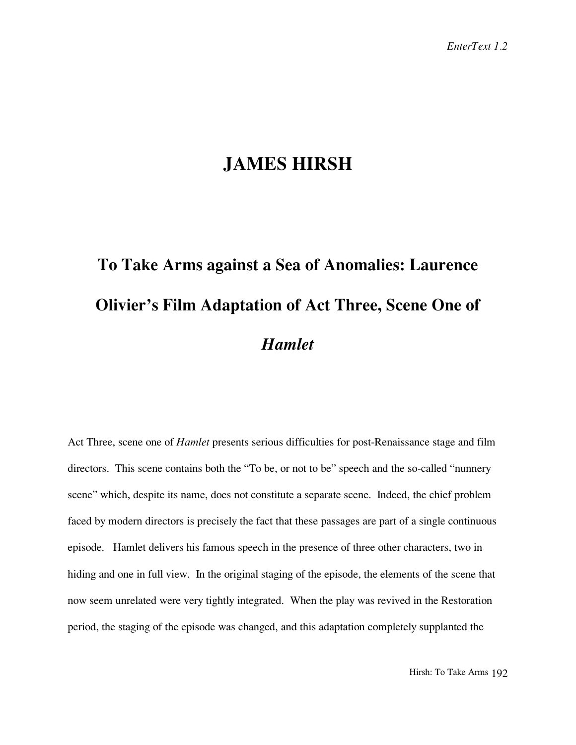# JAMES HIRSH

## To Take Arms against a Sea of Anomalies: Laurence Olivier's Film Adaptation of Act Three, Scene One of *Hamlet*

Act Three, scene one of *Hamlet* presents serious difficulties for post-Renaissance stage and film directors. This scene contains both the "To be, or not to be" speech and the so-called "nunnery scene" which, despite its name, does not constitute a separate scene. Indeed, the chief problem faced by modern directors is precisely the fact that these passages are part of a single continuous episode. Hamlet delivers his famous speech in the presence of three other characters, two in hiding and one in full view. In the original staging of the episode, the elements of the scene that now seem unrelated were very tightly integrated. When the play was revived in the Restoration period, the staging of the episode was changed, and this adaptation completely supplanted the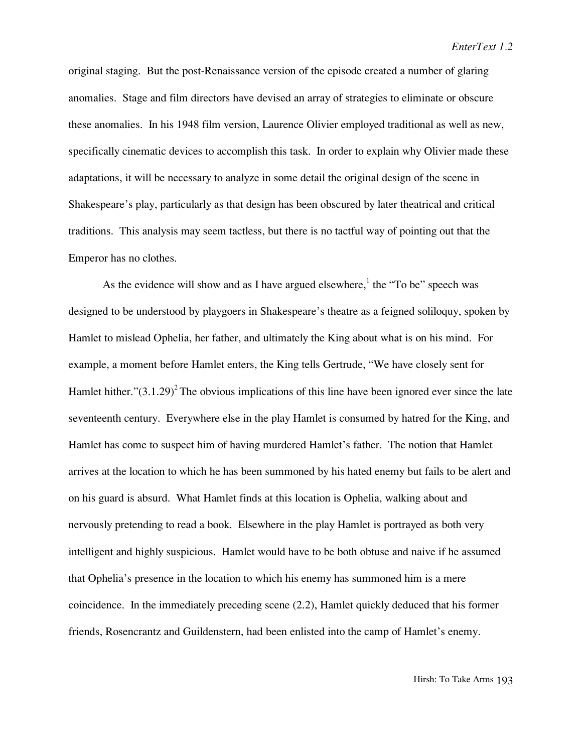original staging. But the post-Renaissance version of the episode created a number of glaring anomalies. Stage and film directors have devised an array of strategies to eliminate or obscure these anomalies. In his 1948 film version, Laurence Olivier employed traditional as well as new, specifically cinematic devices to accomplish this task. In order to explain why Olivier made these adaptations, it will be necessary to analyze in some detail the original design of the scene in Shakespeare's play, particularly as that design has been obscured by later theatrical and critical traditions. This analysis may seem tactless, but there is no tactful way of pointing out that the Emperor has no clothes.

As the evidence will show and as I have argued elsewhere,[1] the "To be" speech was designed to be understood by playgoers in Shakespeare's theatre as a feigned soliloquy, spoken by Hamlet to mislead Ophelia, her father, and ultimately the King about what is on his mind. For example, a moment before Hamlet enters, the King tells Gertrude, "We have closely sent for Hamlet hither."(3.1.29)[2] The obvious implications of this line have been ignored ever since the late seventeenth century. Everywhere else in the play Hamlet is consumed by hatred for the King, and Hamlet has come to suspect him of having murdered Hamlet's father. The notion that Hamlet arrives at the location to which he has been summoned by his hated enemy but fails to be alert and on his guard is absurd. What Hamlet finds at this location is Ophelia, walking about and nervously pretending to read a book. Elsewhere in the play Hamlet is portrayed as both very intelligent and highly suspicious. Hamlet would have to be both obtuse and naive if he assumed that Ophelia's presence in the location to which his enemy has summoned him is a mere coincidence. In the immediately preceding scene (2.2), Hamlet quickly deduced that his former friends, Rosencrantz and Guildenstern, had been enlisted into the camp of Hamlet's enemy.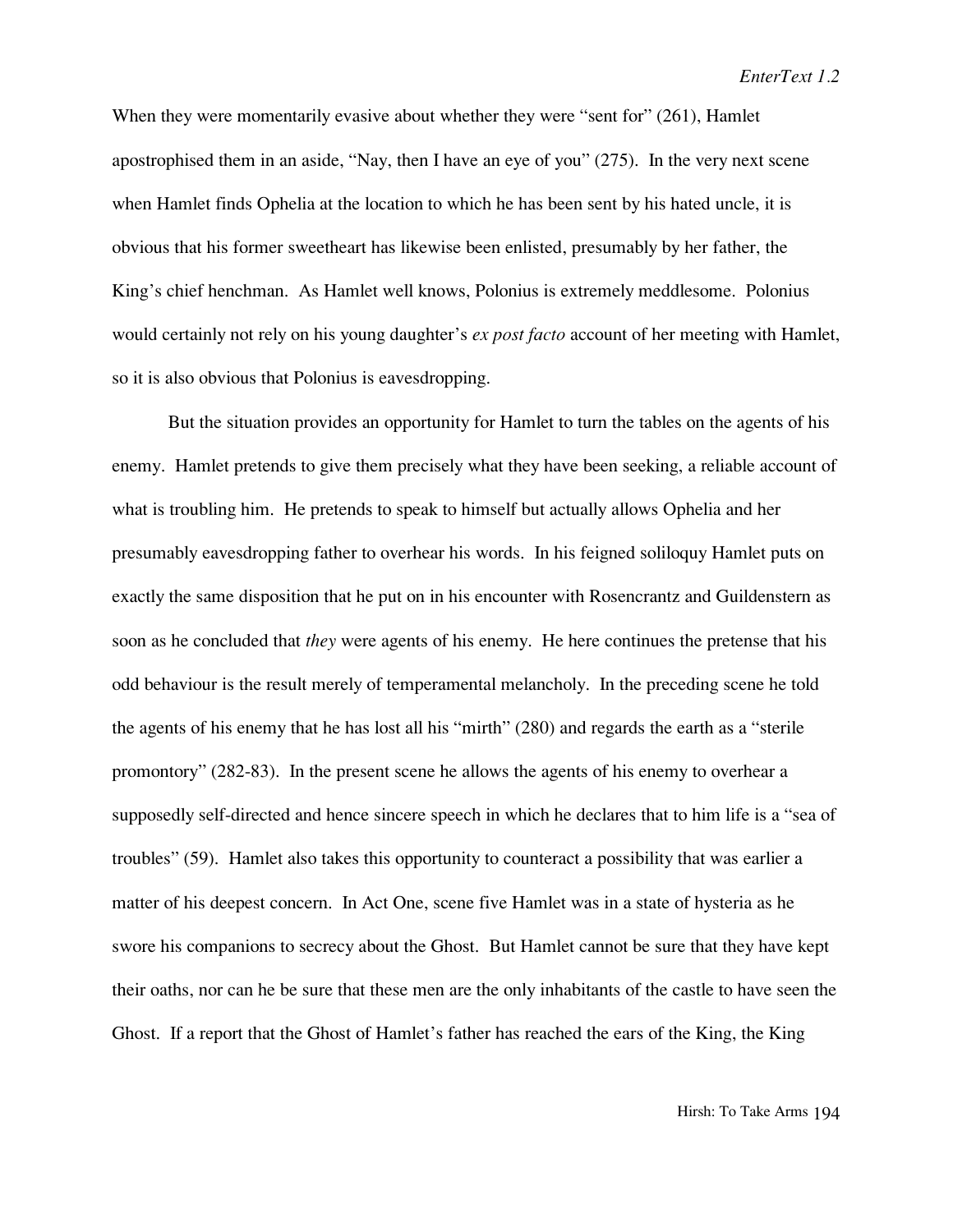When they were momentarily evasive about whether they were "sent for" (261), Hamlet apostrophised them in an aside, "Nay, then I have an eye of you" (275). In the very next scene when Hamlet finds Ophelia at the location to which he has been sent by his hated uncle, it is obvious that his former sweetheart has likewise been enlisted, presumably by her father, the King's chief henchman. As Hamlet well knows, Polonius is extremely meddlesome. Polonius would certainly not rely on his young daughter's *ex post facto* account of her meeting with Hamlet, so it is also obvious that Polonius is eavesdropping.

But the situation provides an opportunity for Hamlet to turn the tables on the agents of his enemy. Hamlet pretends to give them precisely what they have been seeking, a reliable account of what is troubling him. He pretends to speak to himself but actually allows Ophelia and her presumably eavesdropping father to overhear his words. In his feigned soliloquy Hamlet puts on exactly the same disposition that he put on in his encounter with Rosencrantz and Guildenstern as soon as he concluded that *they* were agents of his enemy. He here continues the pretense that his odd behaviour is the result merely of temperamental melancholy. In the preceding scene he told the agents of his enemy that he has lost all his "mirth" (280) and regards the earth as a "sterile promontory" (282-83). In the present scene he allows the agents of his enemy to overhear a supposedly self-directed and hence sincere speech in which he declares that to him life is a "sea of troubles" (59). Hamlet also takes this opportunity to counteract a possibility that was earlier a matter of his deepest concern. In Act One, scene five Hamlet was in a state of hysteria as he swore his companions to secrecy about the Ghost. But Hamlet cannot be sure that they have kept their oaths, nor can he be sure that these men are the only inhabitants of the castle to have seen the Ghost. If a report that the Ghost of Hamlet's father has reached the ears of the King, the King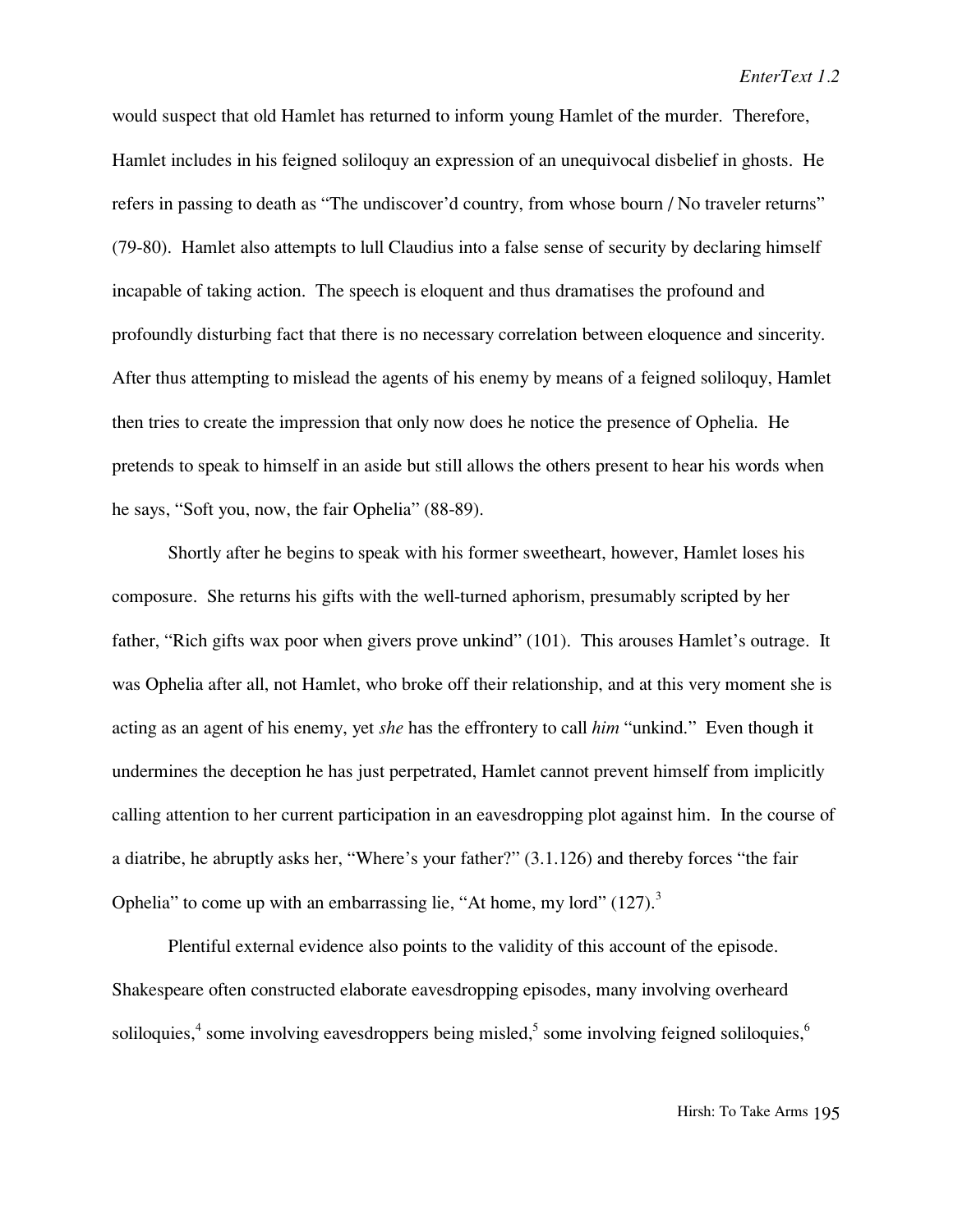would suspect that old Hamlet has returned to inform young Hamlet of the murder. Therefore, Hamlet includes in his feigned soliloquy an expression of an unequivocal disbelief in ghosts. He refers in passing to death as "The undiscover'd country, from whose bourn / No traveler returns" (79-80). Hamlet also attempts to lull Claudius into a false sense of security by declaring himself incapable of taking action. The speech is eloquent and thus dramatises the profound and profoundly disturbing fact that there is no necessary correlation between eloquence and sincerity. After thus attempting to mislead the agents of his enemy by means of a feigned soliloquy, Hamlet then tries to create the impression that only now does he notice the presence of Ophelia. He pretends to speak to himself in an aside but still allows the others present to hear his words when he says, "Soft you, now, the fair Ophelia" (88-89).

Shortly after he begins to speak with his former sweetheart, however, Hamlet loses his composure. She returns his gifts with the well-turned aphorism, presumably scripted by her father, "Rich gifts wax poor when givers prove unkind" (101). This arouses Hamlet's outrage. It was Ophelia after all, not Hamlet, who broke off their relationship, and at this very moment she is acting as an agent of his enemy, yet *she* has the effrontery to call *him* "unkind." Even though it undermines the deception he has just perpetrated, Hamlet cannot prevent himself from implicitly calling attention to her current participation in an eavesdropping plot against him. In the course of a diatribe, he abruptly asks her, "Where's your father?" (3.1.126) and thereby forces "the fair Ophelia" to come up with an embarrassing lie, "At home, my lord" (127).[3]

Plentiful external evidence also points to the validity of this account of the episode. Shakespeare often constructed elaborate eavesdropping episodes, many involving overheard soliloquies,[4] some involving eavesdroppers being misled,[5] some involving feigned soliloquies,[6]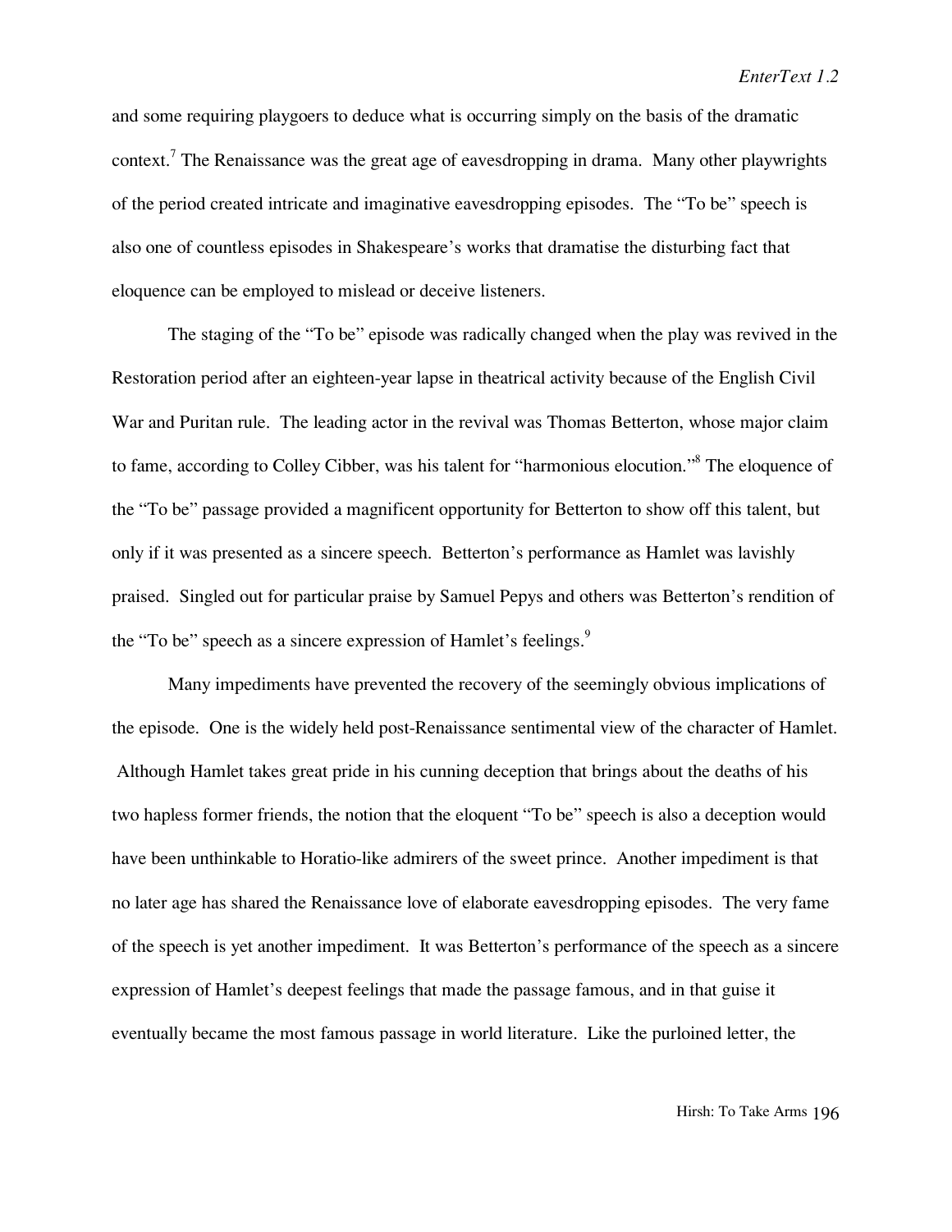and some requiring playgoers to deduce what is occurring simply on the basis of the dramatic context.[7] The Renaissance was the great age of eavesdropping in drama. Many other playwrights of the period created intricate and imaginative eavesdropping episodes. The "To be" speech is also one of countless episodes in Shakespeare's works that dramatise the disturbing fact that eloquence can be employed to mislead or deceive listeners.

The staging of the "To be" episode was radically changed when the play was revived in the Restoration period after an eighteen-year lapse in theatrical activity because of the English Civil War and Puritan rule. The leading actor in the revival was Thomas Betterton, whose major claim to fame, according to Colley Cibber, was his talent for "harmonious elocution."[8] The eloquence of the "To be" passage provided a magnificent opportunity for Betterton to show off this talent, but only if it was presented as a sincere speech. Betterton's performance as Hamlet was lavishly praised. Singled out for particular praise by Samuel Pepys and others was Betterton's rendition of the "To be" speech as a sincere expression of Hamlet's feelings.[9]

Many impediments have prevented the recovery of the seemingly obvious implications of the episode. One is the widely held post-Renaissance sentimental view of the character of Hamlet. Although Hamlet takes great pride in his cunning deception that brings about the deaths of his two hapless former friends, the notion that the eloquent "To be" speech is also a deception would have been unthinkable to Horatio-like admirers of the sweet prince. Another impediment is that no later age has shared the Renaissance love of elaborate eavesdropping episodes. The very fame of the speech is yet another impediment. It was Betterton's performance of the speech as a sincere expression of Hamlet's deepest feelings that made the passage famous, and in that guise it eventually became the most famous passage in world literature. Like the purloined letter, the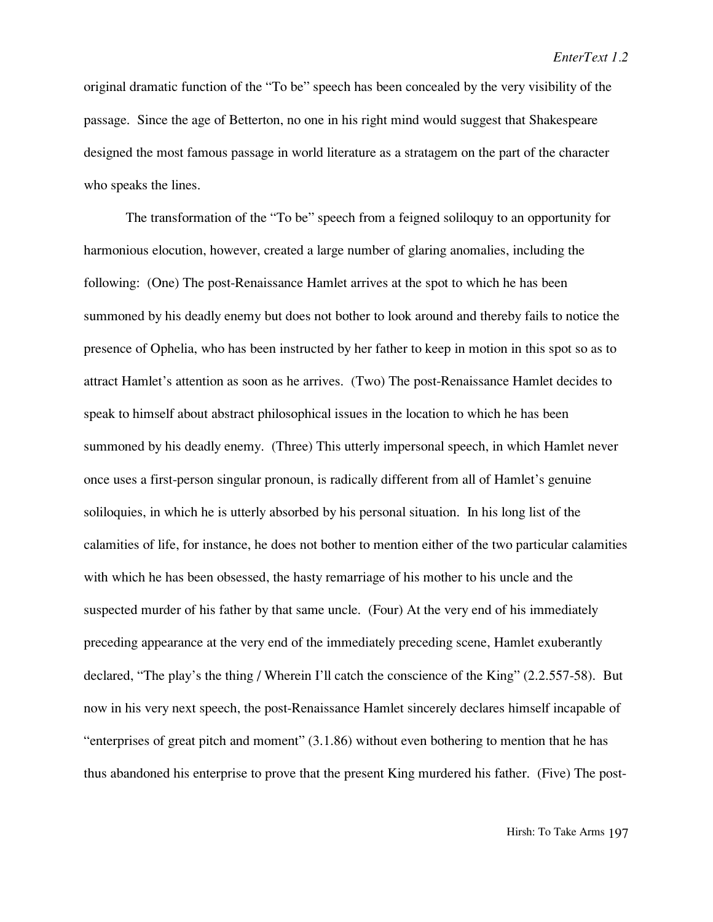original dramatic function of the "To be" speech has been concealed by the very visibility of the passage. Since the age of Betterton, no one in his right mind would suggest that Shakespeare designed the most famous passage in world literature as a stratagem on the part of the character who speaks the lines.

The transformation of the "To be" speech from a feigned soliloquy to an opportunity for harmonious elocution, however, created a large number of glaring anomalies, including the following: (One) The post-Renaissance Hamlet arrives at the spot to which he has been summoned by his deadly enemy but does not bother to look around and thereby fails to notice the presence of Ophelia, who has been instructed by her father to keep in motion in this spot so as to attract Hamlet's attention as soon as he arrives. (Two) The post-Renaissance Hamlet decides to speak to himself about abstract philosophical issues in the location to which he has been summoned by his deadly enemy. (Three) This utterly impersonal speech, in which Hamlet never once uses a first-person singular pronoun, is radically different from all of Hamlet's genuine soliloquies, in which he is utterly absorbed by his personal situation. In his long list of the calamities of life, for instance, he does not bother to mention either of the two particular calamities with which he has been obsessed, the hasty remarriage of his mother to his uncle and the suspected murder of his father by that same uncle. (Four) At the very end of his immediately preceding appearance at the very end of the immediately preceding scene, Hamlet exuberantly declared, "The play's the thing / Wherein I'll catch the conscience of the King" (2.2.557-58). But now in his very next speech, the post-Renaissance Hamlet sincerely declares himself incapable of "enterprises of great pitch and moment" (3.1.86) without even bothering to mention that he has thus abandoned his enterprise to prove that the present King murdered his father. (Five) The post-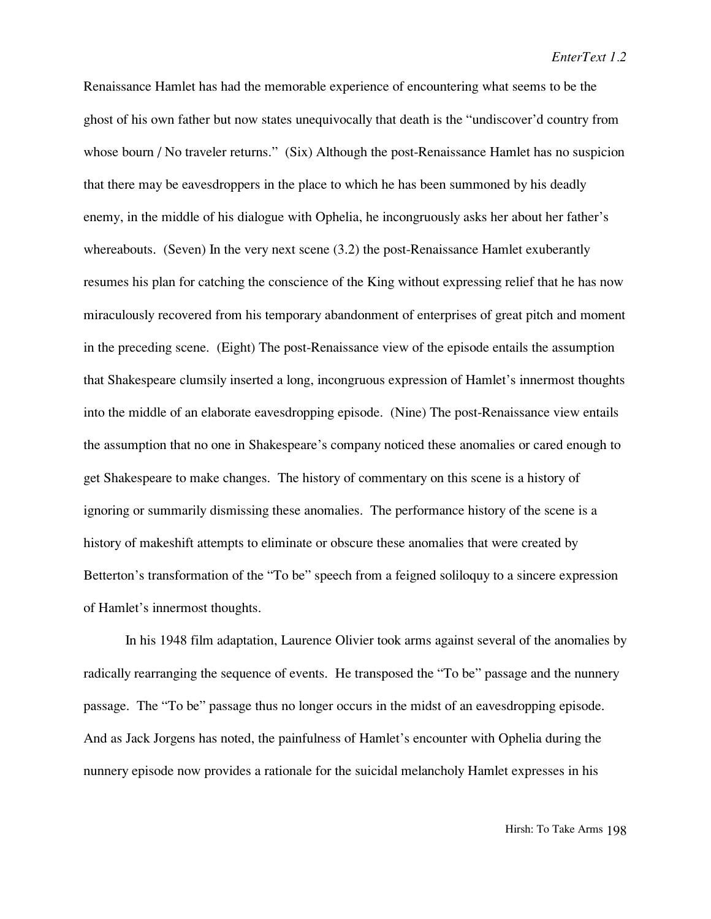Renaissance Hamlet has had the memorable experience of encountering what seems to be the ghost of his own father but now states unequivocally that death is the "undiscover'd country from whose bourn / No traveler returns." (Six) Although the post-Renaissance Hamlet has no suspicion that there may be eavesdroppers in the place to which he has been summoned by his deadly enemy, in the middle of his dialogue with Ophelia, he incongruously asks her about her father's whereabouts. (Seven) In the very next scene (3.2) the post-Renaissance Hamlet exuberantly resumes his plan for catching the conscience of the King without expressing relief that he has now miraculously recovered from his temporary abandonment of enterprises of great pitch and moment in the preceding scene. (Eight) The post-Renaissance view of the episode entails the assumption that Shakespeare clumsily inserted a long, incongruous expression of Hamlet's innermost thoughts into the middle of an elaborate eavesdropping episode. (Nine) The post-Renaissance view entails the assumption that no one in Shakespeare's company noticed these anomalies or cared enough to get Shakespeare to make changes. The history of commentary on this scene is a history of ignoring or summarily dismissing these anomalies. The performance history of the scene is a history of makeshift attempts to eliminate or obscure these anomalies that were created by Betterton's transformation of the "To be" speech from a feigned soliloquy to a sincere expression of Hamlet's innermost thoughts.

In his 1948 film adaptation, Laurence Olivier took arms against several of the anomalies by radically rearranging the sequence of events. He transposed the "To be" passage and the nunnery passage. The "To be" passage thus no longer occurs in the midst of an eavesdropping episode. And as Jack Jorgens has noted, the painfulness of Hamlet's encounter with Ophelia during the nunnery episode now provides a rationale for the suicidal melancholy Hamlet expresses in his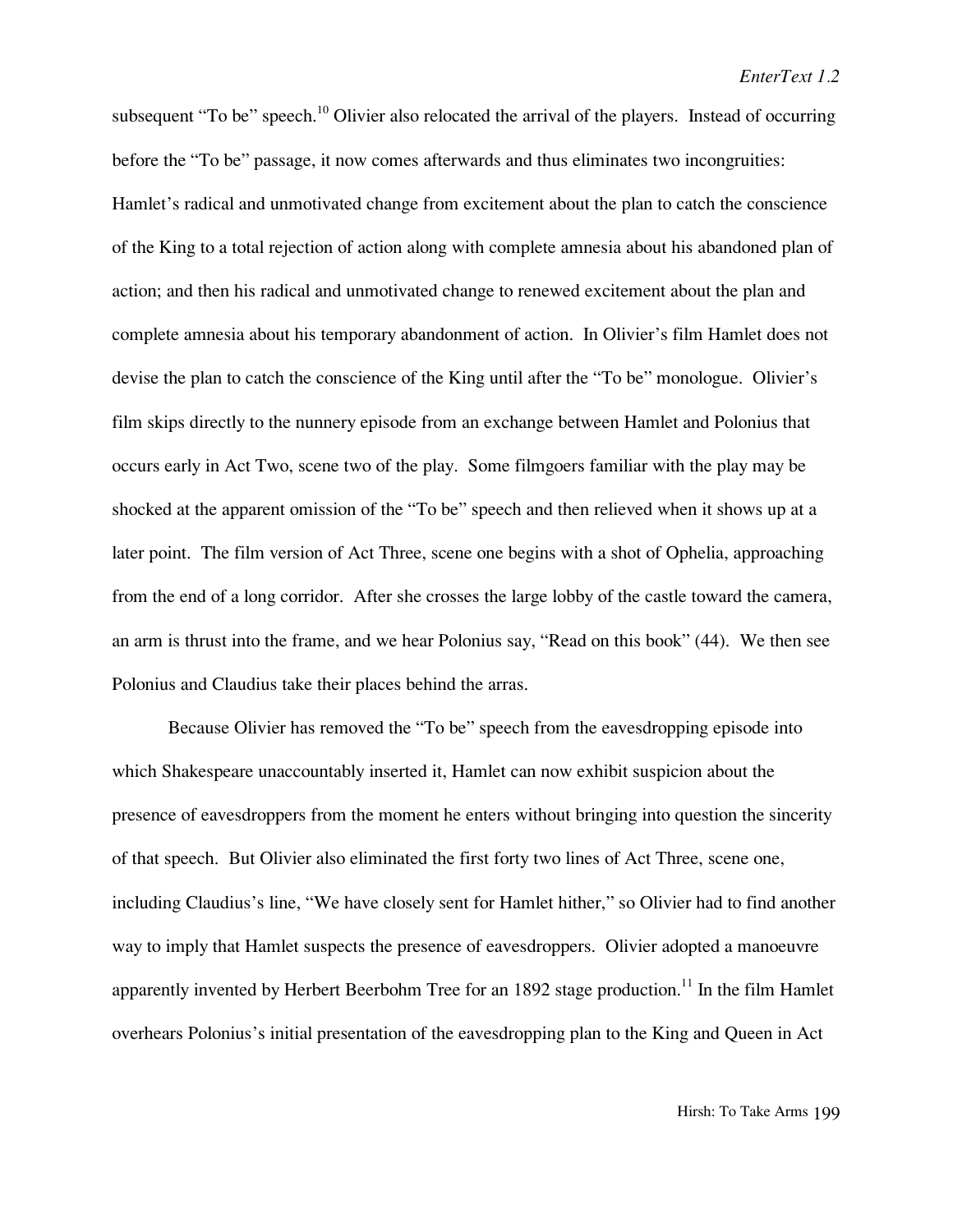subsequent “To be” speech.[10] Olivier also relocated the arrival of the players. Instead of occurring before the “To be” passage, it now comes afterwards and thus eliminates two incongruities: Hamlet’s radical and unmotivated change from excitement about the plan to catch the conscience of the King to a total rejection of action along with complete amnesia about his abandoned plan of action; and then his radical and unmotivated change to renewed excitement about the plan and complete amnesia about his temporary abandonment of action. In Olivier’s film Hamlet does not devise the plan to catch the conscience of the King until after the “To be” monologue. Olivier’s film skips directly to the nunnery episode from an exchange between Hamlet and Polonius that occurs early in Act Two, scene two of the play. Some filmgoers familiar with the play may be shocked at the apparent omission of the “To be” speech and then relieved when it shows up at a later point. The film version of Act Three, scene one begins with a shot of Ophelia, approaching from the end of a long corridor. After she crosses the large lobby of the castle toward the camera, an arm is thrust into the frame, and we hear Polonius say, “Read on this book” (44). We then see Polonius and Claudius take their places behind the arras.

Because Olivier has removed the “To be” speech from the eavesdropping episode into which Shakespeare unaccountably inserted it, Hamlet can now exhibit suspicion about the presence of eavesdroppers from the moment he enters without bringing into question the sincerity of that speech. But Olivier also eliminated the first forty two lines of Act Three, scene one, including Claudius’s line, “We have closely sent for Hamlet hither,” so Olivier had to find another way to imply that Hamlet suspects the presence of eavesdroppers. Olivier adopted a manoeuvre apparently invented by Herbert Beerbohm Tree for an 1892 stage production.[11] In the film Hamlet overhears Polonius’s initial presentation of the eavesdropping plan to the King and Queen in Act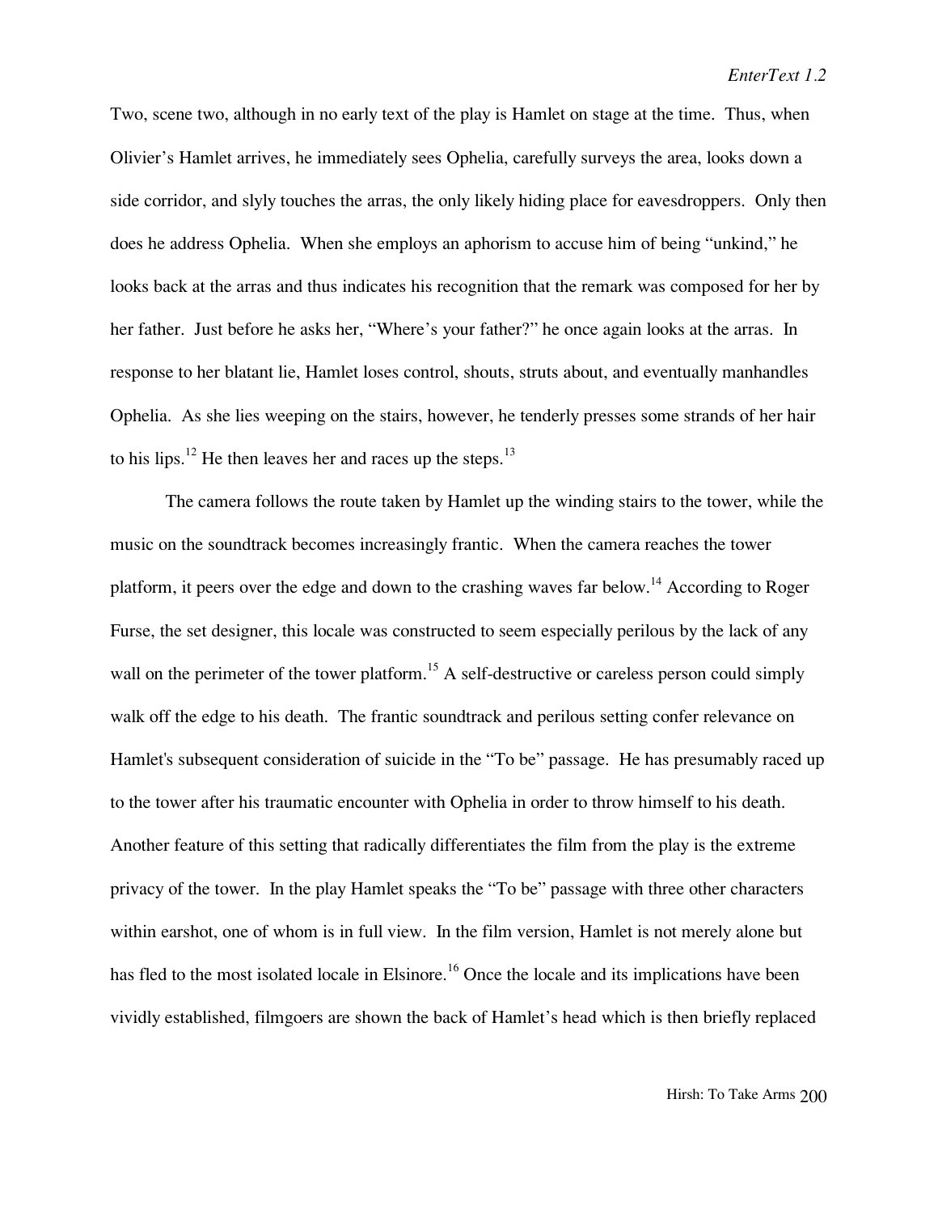Two, scene two, although in no early text of the play is Hamlet on stage at the time. Thus, when Olivier's Hamlet arrives, he immediately sees Ophelia, carefully surveys the area, looks down a side corridor, and slyly touches the arras, the only likely hiding place for eavesdroppers. Only then does he address Ophelia. When she employs an aphorism to accuse him of being "unkind," he looks back at the arras and thus indicates his recognition that the remark was composed for her by her father. Just before he asks her, "Where's your father?" he once again looks at the arras. In response to her blatant lie, Hamlet loses control, shouts, struts about, and eventually manhandles Ophelia. As she lies weeping on the stairs, however, he tenderly presses some strands of her hair to his lips.[12] He then leaves her and races up the steps.[13]

The camera follows the route taken by Hamlet up the winding stairs to the tower, while the music on the soundtrack becomes increasingly frantic. When the camera reaches the tower platform, it peers over the edge and down to the crashing waves far below.[14] According to Roger Furse, the set designer, this locale was constructed to seem especially perilous by the lack of any wall on the perimeter of the tower platform.[15] A self-destructive or careless person could simply walk off the edge to his death. The frantic soundtrack and perilous setting confer relevance on Hamlet's subsequent consideration of suicide in the "To be" passage. He has presumably raced up to the tower after his traumatic encounter with Ophelia in order to throw himself to his death. Another feature of this setting that radically differentiates the film from the play is the extreme privacy of the tower. In the play Hamlet speaks the "To be" passage with three other characters within earshot, one of whom is in full view. In the film version, Hamlet is not merely alone but has fled to the most isolated locale in Elsinore.[16] Once the locale and its implications have been vividly established, filmgoers are shown the back of Hamlet's head which is then briefly replaced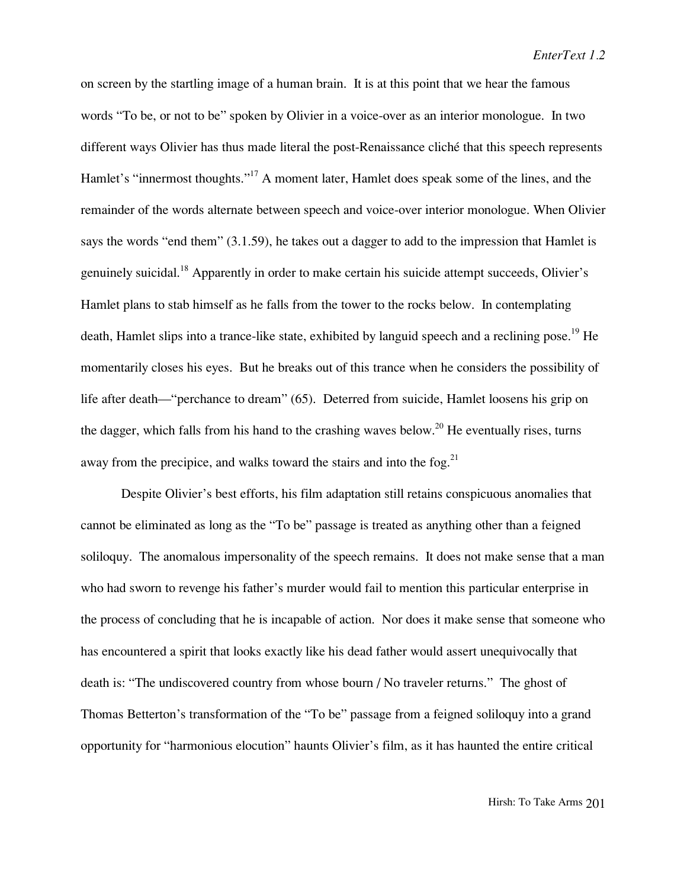on screen by the startling image of a human brain. It is at this point that we hear the famous words "To be, or not to be" spoken by Olivier in a voice-over as an interior monologue. In two different ways Olivier has thus made literal the post-Renaissance cliché that this speech represents Hamlet's "innermost thoughts."[17] A moment later, Hamlet does speak some of the lines, and the remainder of the words alternate between speech and voice-over interior monologue. When Olivier says the words "end them" (3.1.59), he takes out a dagger to add to the impression that Hamlet is genuinely suicidal.[18] Apparently in order to make certain his suicide attempt succeeds, Olivier's Hamlet plans to stab himself as he falls from the tower to the rocks below. In contemplating death, Hamlet slips into a trance-like state, exhibited by languid speech and a reclining pose.[19] He momentarily closes his eyes. But he breaks out of this trance when he considers the possibility of life after death—"perchance to dream" (65). Deterred from suicide, Hamlet loosens his grip on the dagger, which falls from his hand to the crashing waves below.[20] He eventually rises, turns away from the precipice, and walks toward the stairs and into the fog.[21]

Despite Olivier's best efforts, his film adaptation still retains conspicuous anomalies that cannot be eliminated as long as the "To be" passage is treated as anything other than a feigned soliloquy. The anomalous impersonality of the speech remains. It does not make sense that a man who had sworn to revenge his father's murder would fail to mention this particular enterprise in the process of concluding that he is incapable of action. Nor does it make sense that someone who has encountered a spirit that looks exactly like his dead father would assert unequivocally that death is: "The undiscovered country from whose bourn / No traveler returns." The ghost of Thomas Betterton's transformation of the "To be" passage from a feigned soliloquy into a grand opportunity for "harmonious elocution" haunts Olivier's film, as it has haunted the entire critical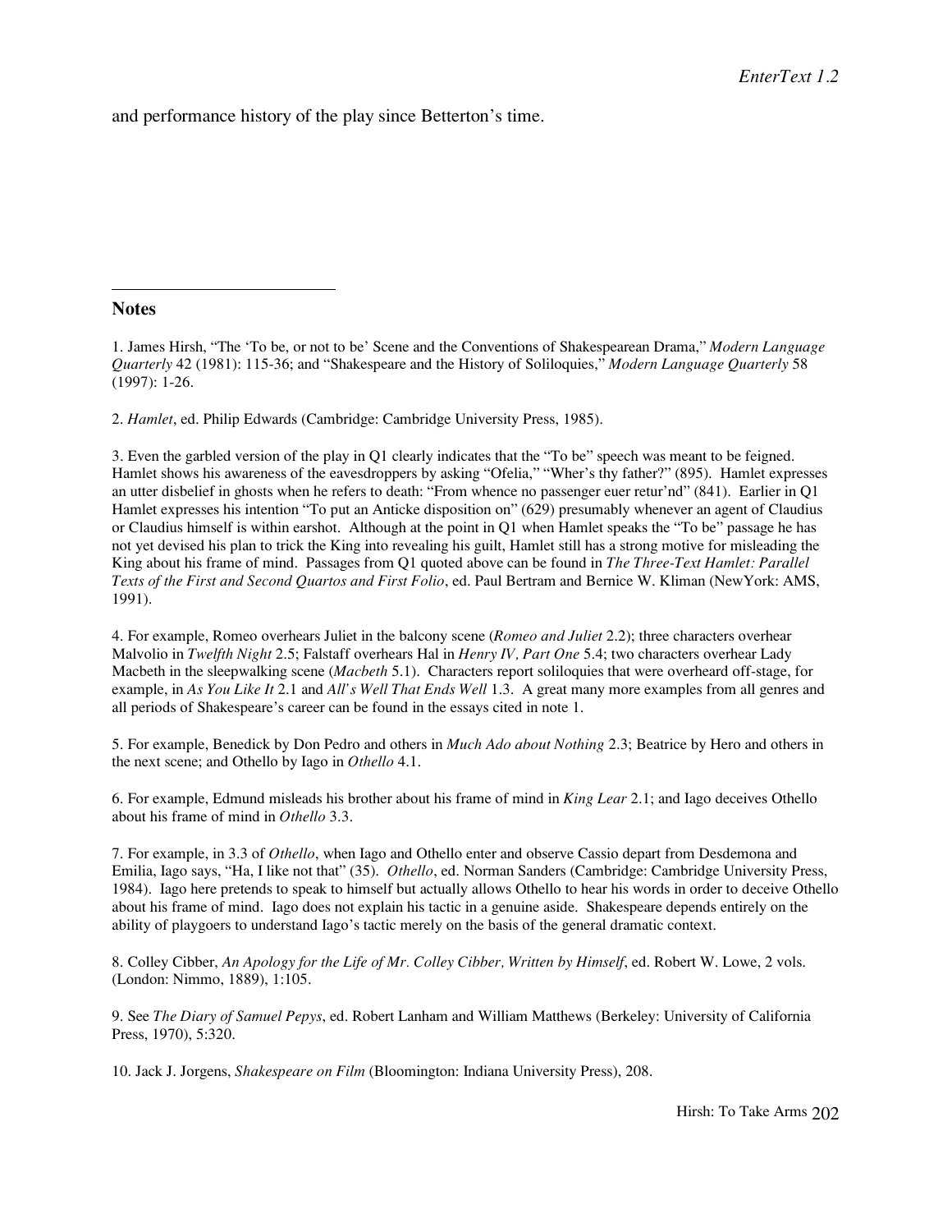and performance history of the play since Betterton's time.

---

## Notes

1. James Hirsh, "The 'To be, or not to be' Scene and the Conventions of Shakespearean Drama," *Modern Language Quarterly* 42 (1981): 115-36; and "Shakespeare and the History of Soliloquies," *Modern Language Quarterly* 58 (1997): 1-26.

2. *Hamlet*, ed. Philip Edwards (Cambridge: Cambridge University Press, 1985).

3. Even the garbled version of the play in Q1 clearly indicates that the "To be" speech was meant to be feigned. Hamlet shows his awareness of the eavesdroppers by asking "Ofelia," "Wher's thy father?" (895). Hamlet expresses an utter disbelief in ghosts when he refers to death: "From whence no passenger euer retur'nd" (841). Earlier in Q1 Hamlet expresses his intention "To put an Anticke disposition on" (629) presumably whenever an agent of Claudius or Claudius himself is within earshot. Although at the point in Q1 when Hamlet speaks the "To be" passage he has not yet devised his plan to trick the King into revealing his guilt, Hamlet still has a strong motive for misleading the King about his frame of mind. Passages from Q1 quoted above can be found in *The Three-Text Hamlet: Parallel Texts of the First and Second Quartos and First Folio*, ed. Paul Bertram and Bernice W. Kliman (NewYork: AMS, 1991).

4. For example, Romeo overhears Juliet in the balcony scene (*Romeo and Juliet* 2.2); three characters overhear Malvolio in *Twelfth Night* 2.5; Falstaff overhears Hal in *Henry IV, Part One* 5.4; two characters overhear Lady Macbeth in the sleepwalking scene (*Macbeth* 5.1). Characters report soliloquies that were overheard off-stage, for example, in *As You Like It* 2.1 and *All's Well That Ends Well* 1.3. A great many more examples from all genres and all periods of Shakespeare's career can be found in the essays cited in note 1.

5. For example, Benedick by Don Pedro and others in *Much Ado about Nothing* 2.3; Beatrice by Hero and others in the next scene; and Othello by Iago in *Othello* 4.1.

6. For example, Edmund misleads his brother about his frame of mind in *King Lear* 2.1; and Iago deceives Othello about his frame of mind in *Othello* 3.3.

7. For example, in 3.3 of *Othello*, when Iago and Othello enter and observe Cassio depart from Desdemona and Emilia, Iago says, "Ha, I like not that" (35). *Othello*, ed. Norman Sanders (Cambridge: Cambridge University Press, 1984). Iago here pretends to speak to himself but actually allows Othello to hear his words in order to deceive Othello about his frame of mind. Iago does not explain his tactic in a genuine aside. Shakespeare depends entirely on the ability of playgoers to understand Iago's tactic merely on the basis of the general dramatic context.

8. Colley Cibber, *An Apology for the Life of Mr. Colley Cibber, Written by Himself*, ed. Robert W. Lowe, 2 vols. (London: Nimmo, 1889), 1:105.

9. See *The Diary of Samuel Pepys*, ed. Robert Lanham and William Matthews (Berkeley: University of California Press, 1970), 5:320.

10. Jack J. Jorgens, *Shakespeare on Film* (Bloomington: Indiana University Press), 208.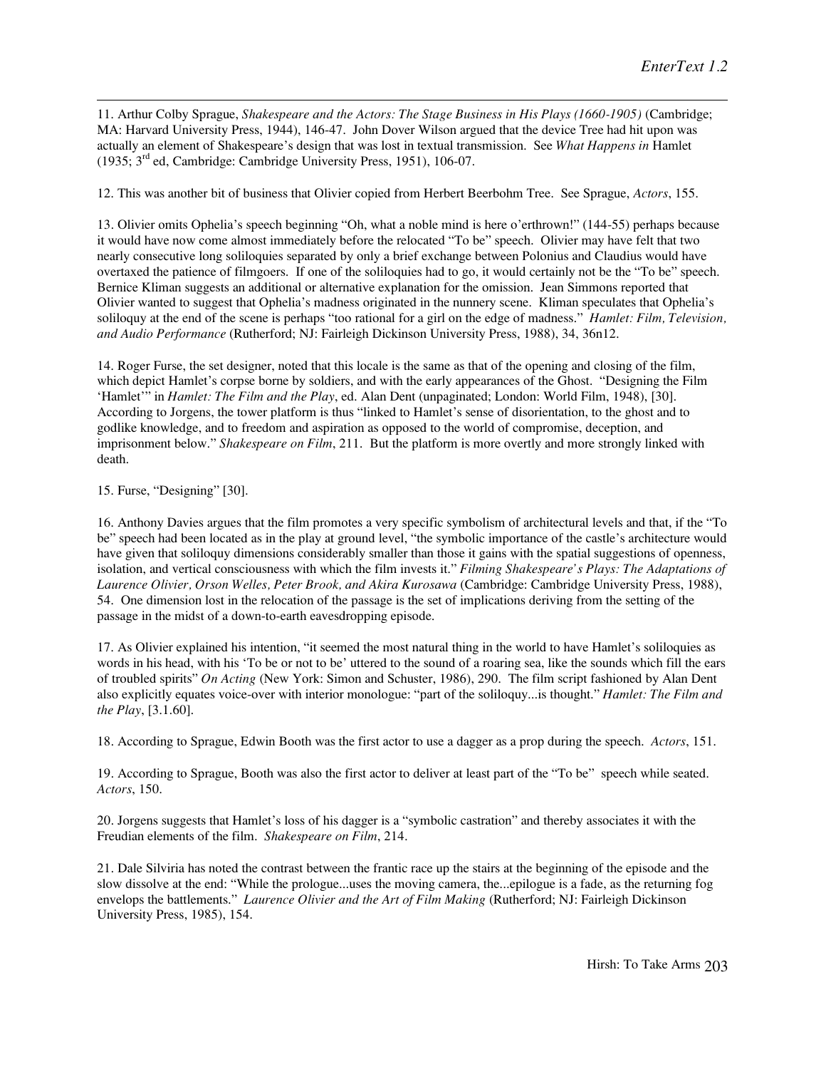11. Arthur Colby Sprague, *Shakespeare and the Actors: The Stage Business in His Plays (1660-1905)* (Cambridge; MA: Harvard University Press, 1944), 146-47. John Dover Wilson argued that the device Tree had hit upon was actually an element of Shakespeare's design that was lost in textual transmission. See *What Happens in* Hamlet (1935; 3rd ed, Cambridge: Cambridge University Press, 1951), 106-07.

12. This was another bit of business that Olivier copied from Herbert Beerbohm Tree. See Sprague, *Actors*, 155.

13. Olivier omits Ophelia's speech beginning "Oh, what a noble mind is here o'erthrown!" (144-55) perhaps because it would have now come almost immediately before the relocated "To be" speech. Olivier may have felt that two nearly consecutive long soliloquies separated by only a brief exchange between Polonius and Claudius would have overtaxed the patience of filmgoers. If one of the soliloquies had to go, it would certainly not be the "To be" speech. Bernice Kliman suggests an additional or alternative explanation for the omission. Jean Simmons reported that Olivier wanted to suggest that Ophelia's madness originated in the nunnery scene. Kliman speculates that Ophelia's soliloquy at the end of the scene is perhaps "too rational for a girl on the edge of madness." *Hamlet: Film, Television, and Audio Performance* (Rutherford; NJ: Fairleigh Dickinson University Press, 1988), 34, 36n12.

14. Roger Furse, the set designer, noted that this locale is the same as that of the opening and closing of the film, which depict Hamlet's corpse borne by soldiers, and with the early appearances of the Ghost. "Designing the Film 'Hamlet'" in *Hamlet: The Film and the Play*, ed. Alan Dent (unpaginated; London: World Film, 1948), [30]. According to Jorgens, the tower platform is thus "linked to Hamlet's sense of disorientation, to the ghost and to godlike knowledge, and to freedom and aspiration as opposed to the world of compromise, deception, and imprisonment below." *Shakespeare on Film*, 211. But the platform is more overtly and more strongly linked with death.

15. Furse, "Designing" [30].

16. Anthony Davies argues that the film promotes a very specific symbolism of architectural levels and that, if the "To be" speech had been located as in the play at ground level, "the symbolic importance of the castle's architecture would have given that soliloquy dimensions considerably smaller than those it gains with the spatial suggestions of openness, isolation, and vertical consciousness with which the film invests it." *Filming Shakespeare's Plays: The Adaptations of Laurence Olivier, Orson Welles, Peter Brook, and Akira Kurosawa* (Cambridge: Cambridge University Press, 1988), 54. One dimension lost in the relocation of the passage is the set of implications deriving from the setting of the passage in the midst of a down-to-earth eavesdropping episode.

17. As Olivier explained his intention, "it seemed the most natural thing in the world to have Hamlet's soliloquies as words in his head, with his 'To be or not to be' uttered to the sound of a roaring sea, like the sounds which fill the ears of troubled spirits" *On Acting* (New York: Simon and Schuster, 1986), 290. The film script fashioned by Alan Dent also explicitly equates voice-over with interior monologue: "part of the soliloquy...is thought." *Hamlet: The Film and the Play*, [3.1.60].

18. According to Sprague, Edwin Booth was the first actor to use a dagger as a prop during the speech. *Actors*, 151.

19. According to Sprague, Booth was also the first actor to deliver at least part of the "To be" speech while seated. *Actors*, 150.

20. Jorgens suggests that Hamlet's loss of his dagger is a "symbolic castration" and thereby associates it with the Freudian elements of the film. *Shakespeare on Film*, 214.

21. Dale Silviria has noted the contrast between the frantic race up the stairs at the beginning of the episode and the slow dissolve at the end: "While the prologue...uses the moving camera, the...epilogue is a fade, as the returning fog envelops the battlements." *Laurence Olivier and the Art of Film Making* (Rutherford; NJ: Fairleigh Dickinson University Press, 1985), 154.